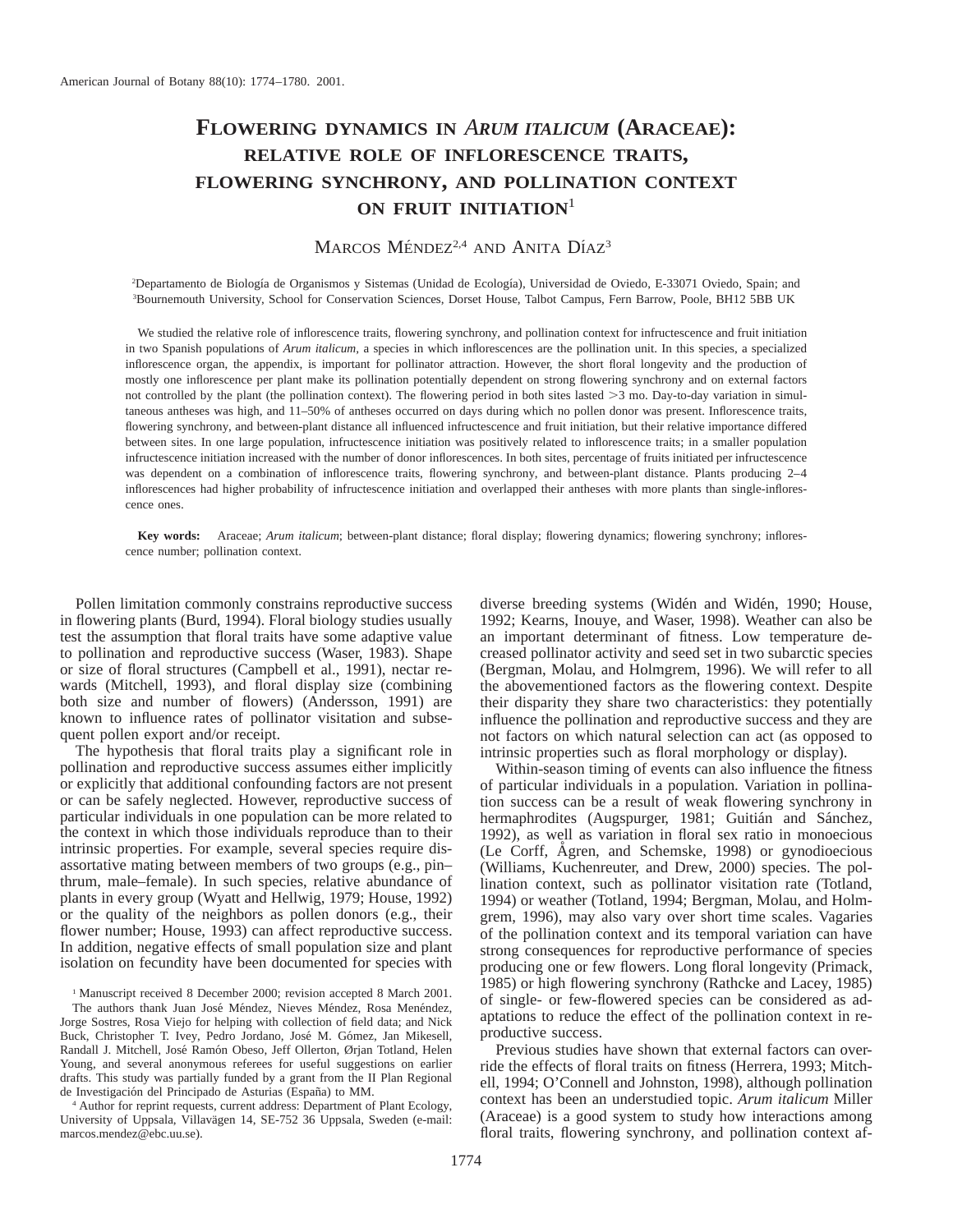# FLOWERING DYNAMICS IN *ARUM ITALICUM* (ARACEAE): RELATIVE ROLE OF INFLORESCENCE TRAITS, FLOWERING SYNCHRONY, AND POLLINATION CONTEXT ON FRUIT INITIATION[1]

MARCOS MÉNDEZ[2,4] AND ANITA DÍAZ[3]

[2]Departamento de Biología de Organismos y Sistemas (Unidad de Ecología), Universidad de Oviedo, E-33071 Oviedo, Spain; and [3]Bournemouth University, School for Conservation Sciences, Dorset House, Talbot Campus, Fern Barrow, Poole, BH12 5BB UK

We studied the relative role of inflorescence traits, flowering synchrony, and pollination context for infructescence and fruit initiation in two Spanish populations of *Arum italicum*, a species in which inflorescences are the pollination unit. In this species, a specialized inflorescence organ, the appendix, is important for pollinator attraction. However, the short floral longevity and the production of mostly one inflorescence per plant make its pollination potentially dependent on strong flowering synchrony and on external factors not controlled by the plant (the pollination context). The flowering period in both sites lasted >3 mo. Day-to-day variation in simultaneous antheses was high, and 11–50% of antheses occurred on days during which no pollen donor was present. Inflorescence traits, flowering synchrony, and between-plant distance all influenced infructescence and fruit initiation, but their relative importance differed between sites. In one large population, infructescence initiation was positively related to inflorescence traits; in a smaller population infructescence initiation increased with the number of donor inflorescences. In both sites, percentage of fruits initiated per infructescence was dependent on a combination of inflorescence traits, flowering synchrony, and between-plant distance. Plants producing 2–4 inflorescences had higher probability of infructescence initiation and overlapped their antheses with more plants than single-inflorescence ones.

**Key words:** Araceae; *Arum italicum*; between-plant distance; floral display; flowering dynamics; flowering synchrony; inflorescence number; pollination context.

Pollen limitation commonly constrains reproductive success in flowering plants (Burd, 1994). Floral biology studies usually test the assumption that floral traits have some adaptive value to pollination and reproductive success (Waser, 1983). Shape or size of floral structures (Campbell et al., 1991), nectar rewards (Mitchell, 1993), and floral display size (combining both size and number of flowers) (Andersson, 1991) are known to influence rates of pollinator visitation and subsequent pollen export and/or receipt.

The hypothesis that floral traits play a significant role in pollination and reproductive success assumes either implicitly or explicitly that additional confounding factors are not present or can be safely neglected. However, reproductive success of particular individuals in one population can be more related to the context in which those individuals reproduce than to their intrinsic properties. For example, several species require disassortative mating between members of two groups (e.g., pin–thrum, male–female). In such species, relative abundance of plants in every group (Wyatt and Hellwig, 1979; House, 1992) or the quality of the neighbors as pollen donors (e.g., their flower number; House, 1993) can affect reproductive success. In addition, negative effects of small population size and plant isolation on fecundity have been documented for species with diverse breeding systems (Widén and Widén, 1990; House, 1992; Kearns, Inouye, and Waser, 1998). Weather can also be an important determinant of fitness. Low temperature decreased pollinator activity and seed set in two subarctic species (Bergman, Molau, and Holmgrem, 1996). We will refer to all the abovementioned factors as the flowering context. Despite their disparity they share two characteristics: they potentially influence the pollination and reproductive success and they are not factors on which natural selection can act (as opposed to intrinsic properties such as floral morphology or display).

Within-season timing of events can also influence the fitness of particular individuals in a population. Variation in pollination success can be a result of weak flowering synchrony in hermaphrodites (Augspurger, 1981; Guitián and Sánchez, 1992), as well as variation in floral sex ratio in monoecious (Le Corff, Ågren, and Schemske, 1998) or gynodioecious (Williams, Kuchenreuter, and Drew, 2000) species. The pollination context, such as pollinator visitation rate (Totland, 1994) or weather (Totland, 1994; Bergman, Molau, and Holmgrem, 1996), may also vary over short time scales. Vagaries of the pollination context and its temporal variation can have strong consequences for reproductive performance of species producing one or few flowers. Long floral longevity (Primack, 1985) or high flowering synchrony (Rathcke and Lacey, 1985) of single- or few-flowered species can be considered as adaptations to reduce the effect of the pollination context in reproductive success.

Previous studies have shown that external factors can override the effects of floral traits on fitness (Herrera, 1993; Mitchell, 1994; O'Connell and Johnston, 1998), although pollination context has been an understudied topic. *Arum italicum* Miller (Araceae) is a good system to study how interactions among floral traits, flowering synchrony, and pollination context af-

[1] Manuscript received 8 December 2000; revision accepted 8 March 2001.

The authors thank Juan José Méndez, Nieves Méndez, Rosa Menéndez, Jorge Sostres, Rosa Viejo for helping with collection of field data; and Nick Buck, Christopher T. Ivey, Pedro Jordano, José M. Gómez, Jan Mikesell, Randall J. Mitchell, José Ramón Obeso, Jeff Ollerton, Ørjan Totland, Helen Young, and several anonymous referees for useful suggestions on earlier drafts. This study was partially funded by a grant from the II Plan Regional de Investigación del Principado de Asturias (España) to MM.

[4] Author for reprint requests, current address: Department of Plant Ecology, University of Uppsala, Villavägen 14, SE-752 36 Uppsala, Sweden (e-mail: marcos.mendez@ebc.uu.se).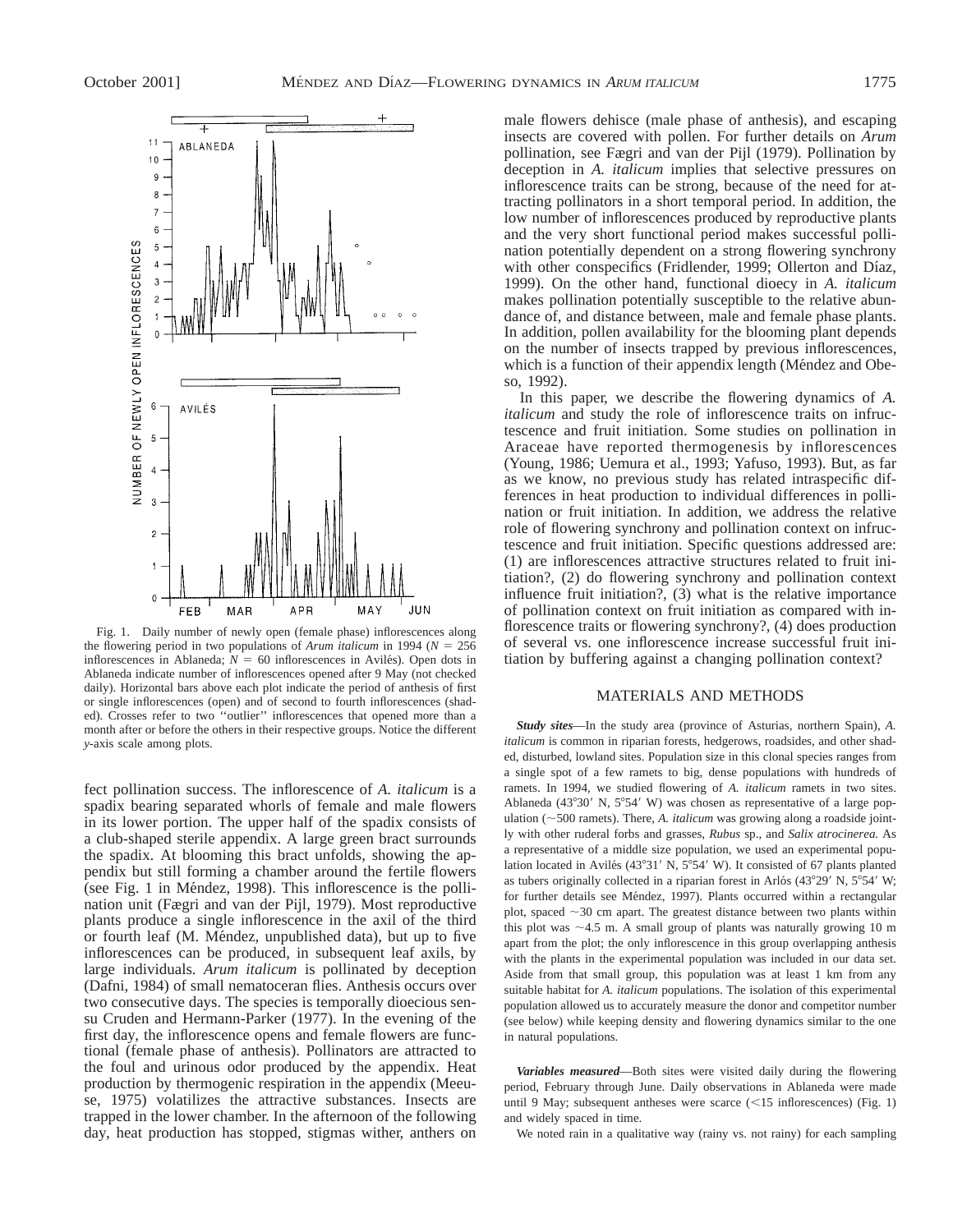Fig. 1. Daily number of newly open (female phase) inflorescences along the flowering period in two populations of *Arum italicum* in 1994 ($N$ = 256 inflorescences in Ablaneda; $N$ = 60 inflorescences in Avilés). Open dots in Ablaneda indicate number of inflorescences opened after 9 May (not checked daily). Horizontal bars above each plot indicate the period of anthesis of first or single inflorescences (open) and of second to fourth inflorescences (shaded). Crosses refer to two ''outlier'' inflorescences that opened more than a month after or before the others in their respective groups. Notice the different *y*-axis scale among plots.

fect pollination success. The inflorescence of *A. italicum* is a spadix bearing separated whorls of female and male flowers in its lower portion. The upper half of the spadix consists of a club-shaped sterile appendix. A large green bract surrounds the spadix. At blooming this bract unfolds, showing the appendix but still forming a chamber around the fertile flowers (see Fig. 1 in Méndez, 1998). This inflorescence is the pollination unit (Fægri and van der Pijl, 1979). Most reproductive plants produce a single inflorescence in the axil of the third or fourth leaf (M. Méndez, unpublished data), but up to five inflorescences can be produced, in subsequent leaf axils, by large individuals. *Arum italicum* is pollinated by deception (Dafni, 1984) of small nematoceran flies. Anthesis occurs over two consecutive days. The species is temporally dioecious sensu Cruden and Hermann-Parker (1977). In the evening of the first day, the inflorescence opens and female flowers are functional (female phase of anthesis). Pollinators are attracted to the foul and urinous odor produced by the appendix. Heat production by thermogenic respiration in the appendix (Meeuse, 1975) volatilizes the attractive substances. Insects are trapped in the lower chamber. In the afternoon of the following day, heat production has stopped, stigmas wither, anthers on male flowers dehisce (male phase of anthesis), and escaping insects are covered with pollen. For further details on *Arum* pollination, see Fægri and van der Pijl (1979). Pollination by deception in *A. italicum* implies that selective pressures on inflorescence traits can be strong, because of the need for attracting pollinators in a short temporal period. In addition, the low number of inflorescences produced by reproductive plants and the very short functional period makes successful pollination potentially dependent on a strong flowering synchrony with other conspecifics (Fridlender, 1999; Ollerton and Díaz, 1999). On the other hand, functional dioecy in *A. italicum* makes pollination potentially susceptible to the relative abundance of, and distance between, male and female phase plants. In addition, pollen availability for the blooming plant depends on the number of insects trapped by previous inflorescences, which is a function of their appendix length (Méndez and Obeso, 1992).

In this paper, we describe the flowering dynamics of *A. italicum* and study the role of inflorescence traits on infructescence and fruit initiation. Some studies on pollination in Araceae have reported thermogenesis by inflorescences (Young, 1986; Uemura et al., 1993; Yafuso, 1993). But, as far as we know, no previous study has related intraspecific differences in heat production to individual differences in pollination or fruit initiation. In addition, we address the relative role of flowering synchrony and pollination context on infructescence and fruit initiation. Specific questions addressed are: (1) are inflorescences attractive structures related to fruit initiation?, (2) do flowering synchrony and pollination context influence fruit initiation?, (3) what is the relative importance of pollination context on fruit initiation as compared with inflorescence traits or flowering synchrony?, (4) does production of several vs. one inflorescence increase successful fruit initiation by buffering against a changing pollination context?

## MATERIALS AND METHODS

***Study sites***—In the study area (province of Asturias, northern Spain), *A. italicum* is common in riparian forests, hedgerows, roadsides, and other shaded, disturbed, lowland sites. Population size in this clonal species ranges from a single spot of a few ramets to big, dense populations with hundreds of ramets. In 1994, we studied flowering of *A. italicum* ramets in two sites. Ablaneda (43°30′ N, 5°54′ W) was chosen as representative of a large population (~500 ramets). There, *A. italicum* was growing along a roadside jointly with other ruderal forbs and grasses, *Rubus* sp., and *Salix atrocinerea.* As a representative of a middle size population, we used an experimental population located in Avilés (43°31′ N, 5°54′ W). It consisted of 67 plants planted as tubers originally collected in a riparian forest in Arlós (43°29′ N, 5°54′ W; for further details see Méndez, 1997). Plants occurred within a rectangular plot, spaced ~30 cm apart. The greatest distance between two plants within this plot was ~4.5 m. A small group of plants was naturally growing 10 m apart from the plot; the only inflorescence in this group overlapping anthesis with the plants in the experimental population was included in our data set. Aside from that small group, this population was at least 1 km from any suitable habitat for *A. italicum* populations. The isolation of this experimental population allowed us to accurately measure the donor and competitor number (see below) while keeping density and flowering dynamics similar to the one in natural populations.

***Variables measured***—Both sites were visited daily during the flowering period, February through June. Daily observations in Ablaneda were made until 9 May; subsequent antheses were scarce (<15 inflorescences) (Fig. 1) and widely spaced in time.

We noted rain in a qualitative way (rainy vs. not rainy) for each sampling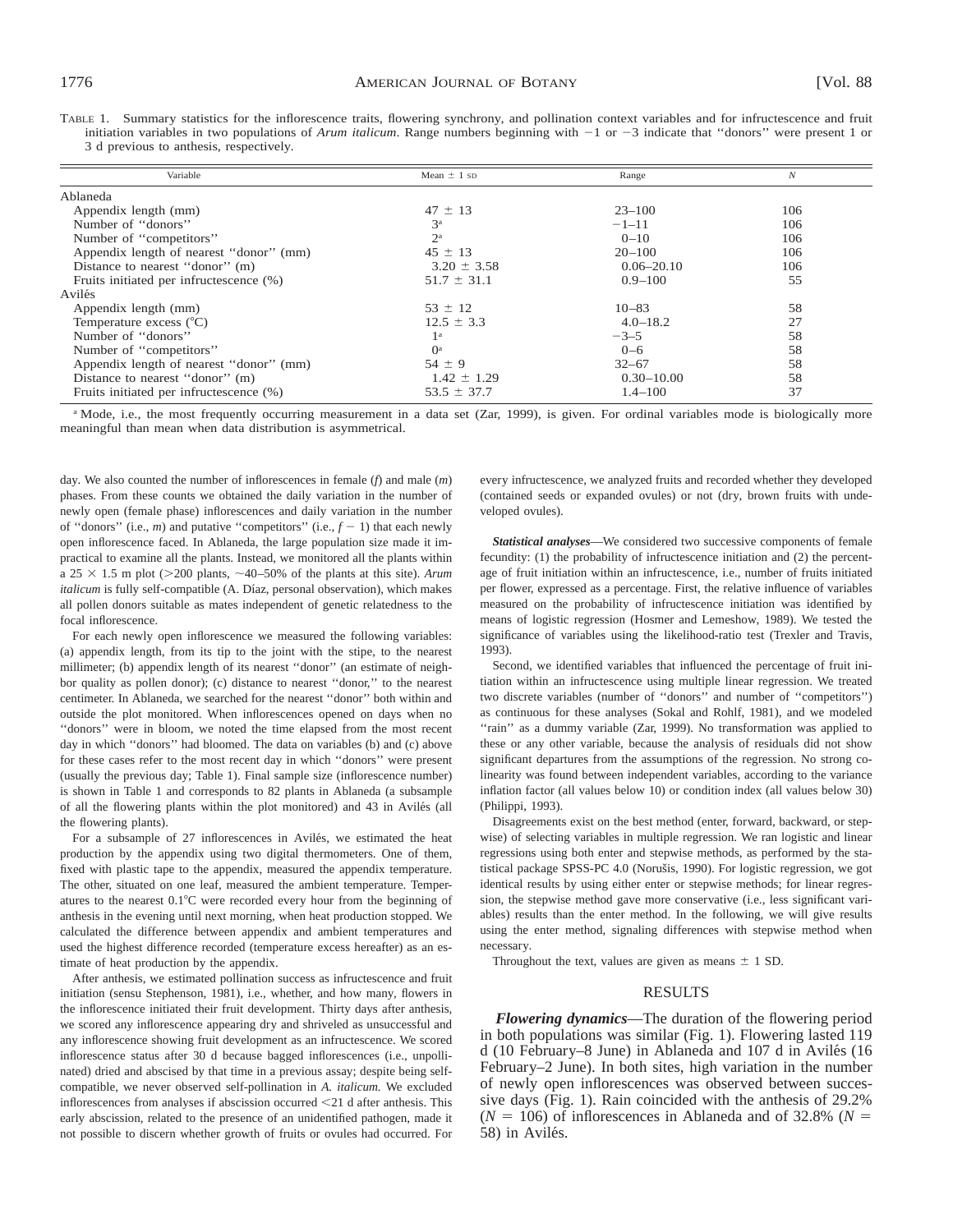TABLE 1. Summary statistics for the inflorescence traits, flowering synchrony, and pollination context variables and for infructescence and fruit initiation variables in two populations of *Arum italicum*. Range numbers beginning with −1 or −3 indicate that "donors" were present 1 or 3 d previous to anthesis, respectively.

| Variable | Mean ± 1 SD | Range | *N* |
|---|---|---|---|
| Ablaneda | | | |
| Appendix length (mm) | 47 ± 13 | 23–100 | 106 |
| Number of "donors" | 3[a] | −1–11 | 106 |
| Number of "competitors" | 2[a] | 0–10 | 106 |
| Appendix length of nearest "donor" (mm) | 45 ± 13 | 20–100 | 106 |
| Distance to nearest "donor" (m) | 3.20 ± 3.58 | 0.06–20.10 | 106 |
| Fruits initiated per infructescence (%) | 51.7 ± 31.1 | 0.9–100 | 55 |
| Avilés | | | |
| Appendix length (mm) | 53 ± 12 | 10–83 | 58 |
| Temperature excess (°C) | 12.5 ± 3.3 | 4.0–18.2 | 27 |
| Number of "donors" | 1[a] | −3–5 | 58 |
| Number of "competitors" | 0[a] | 0–6 | 58 |
| Appendix length of nearest "donor" (mm) | 54 ± 9 | 32–67 | 58 |
| Distance to nearest "donor" (m) | 1.42 ± 1.29 | 0.30–10.00 | 58 |
| Fruits initiated per infructescence (%) | 53.5 ± 37.7 | 1.4–100 | 37 |

[a] Mode, i.e., the most frequently occurring measurement in a data set (Zar, 1999), is given. For ordinal variables mode is biologically more meaningful than mean when data distribution is asymmetrical.

day. We also counted the number of inflorescences in female ($f$) and male ($m$) phases. From these counts we obtained the daily variation in the number of newly open (female phase) inflorescences and daily variation in the number of "donors" (i.e., $m$) and putative "competitors" (i.e., $f - 1$) that each newly open inflorescence faced. In Ablaneda, the large population size made it impractical to examine all the plants. Instead, we monitored all the plants within a 25 × 1.5 m plot (>200 plants, ~40–50% of the plants at this site). *Arum italicum* is fully self-compatible (A. Díaz, personal observation), which makes all pollen donors suitable as mates independent of genetic relatedness to the focal inflorescence.

For each newly open inflorescence we measured the following variables: (a) appendix length, from its tip to the joint with the stipe, to the nearest millimeter; (b) appendix length of its nearest "donor" (an estimate of neighbor quality as pollen donor); (c) distance to nearest "donor," to the nearest centimeter. In Ablaneda, we searched for the nearest "donor" both within and outside the plot monitored. When inflorescences opened on days when no "donors" were in bloom, we noted the time elapsed from the most recent day in which "donors" had bloomed. The data on variables (b) and (c) above for these cases refer to the most recent day in which "donors" were present (usually the previous day; Table 1). Final sample size (inflorescence number) is shown in Table 1 and corresponds to 82 plants in Ablaneda (a subsample of all the flowering plants within the plot monitored) and 43 in Avilés (all the flowering plants).

For a subsample of 27 inflorescences in Avilés, we estimated the heat production by the appendix using two digital thermometers. One of them, fixed with plastic tape to the appendix, measured the appendix temperature. The other, situated on one leaf, measured the ambient temperature. Temperatures to the nearest 0.1°C were recorded every hour from the beginning of anthesis in the evening until next morning, when heat production stopped. We calculated the difference between appendix and ambient temperatures and used the highest difference recorded (temperature excess hereafter) as an estimate of heat production by the appendix.

After anthesis, we estimated pollination success as infructescence and fruit initiation (sensu Stephenson, 1981), i.e., whether, and how many, flowers in the inflorescence initiated their fruit development. Thirty days after anthesis, we scored any inflorescence appearing dry and shriveled as unsuccessful and any inflorescence showing fruit development as an infructescence. We scored inflorescence status after 30 d because bagged inflorescences (i.e., unpollinated) dried and abscised by that time in a previous assay; despite being self-compatible, we never observed self-pollination in *A. italicum.* We excluded inflorescences from analyses if abscission occurred <21 d after anthesis. This early abscission, related to the presence of an unidentified pathogen, made it not possible to discern whether growth of fruits or ovules had occurred. For every infructescence, we analyzed fruits and recorded whether they developed (contained seeds or expanded ovules) or not (dry, brown fruits with undeveloped ovules).

***Statistical analyses***—We considered two successive components of female fecundity: (1) the probability of infructescence initiation and (2) the percentage of fruit initiation within an infructescence, i.e., number of fruits initiated per flower, expressed as a percentage. First, the relative influence of variables measured on the probability of infructescence initiation was identified by means of logistic regression (Hosmer and Lemeshow, 1989). We tested the significance of variables using the likelihood-ratio test (Trexler and Travis, 1993).

Second, we identified variables that influenced the percentage of fruit initiation within an infructescence using multiple linear regression. We treated two discrete variables (number of "donors" and number of "competitors") as continuous for these analyses (Sokal and Rohlf, 1981), and we modeled "rain" as a dummy variable (Zar, 1999). No transformation was applied to these or any other variable, because the analysis of residuals did not show significant departures from the assumptions of the regression. No strong colinearity was found between independent variables, according to the variance inflation factor (all values below 10) or condition index (all values below 30) (Philippi, 1993).

Disagreements exist on the best method (enter, forward, backward, or stepwise) of selecting variables in multiple regression. We ran logistic and linear regressions using both enter and stepwise methods, as performed by the statistical package SPSS-PC 4.0 (Noruŝis, 1990). For logistic regression, we got identical results by using either enter or stepwise methods; for linear regression, the stepwise method gave more conservative (i.e., less significant variables) results than the enter method. In the following, we will give results using the enter method, signaling differences with stepwise method when necessary.

Throughout the text, values are given as means ± 1 SD.

## RESULTS

***Flowering dynamics***—The duration of the flowering period in both populations was similar (Fig. 1). Flowering lasted 119 d (10 February–8 June) in Ablaneda and 107 d in Avilés (16 February–2 June). In both sites, high variation in the number of newly open inflorescences was observed between successive days (Fig. 1). Rain coincided with the anthesis of 29.2% ($N = 106$) of inflorescences in Ablaneda and of 32.8% ($N = 58$) in Avilés.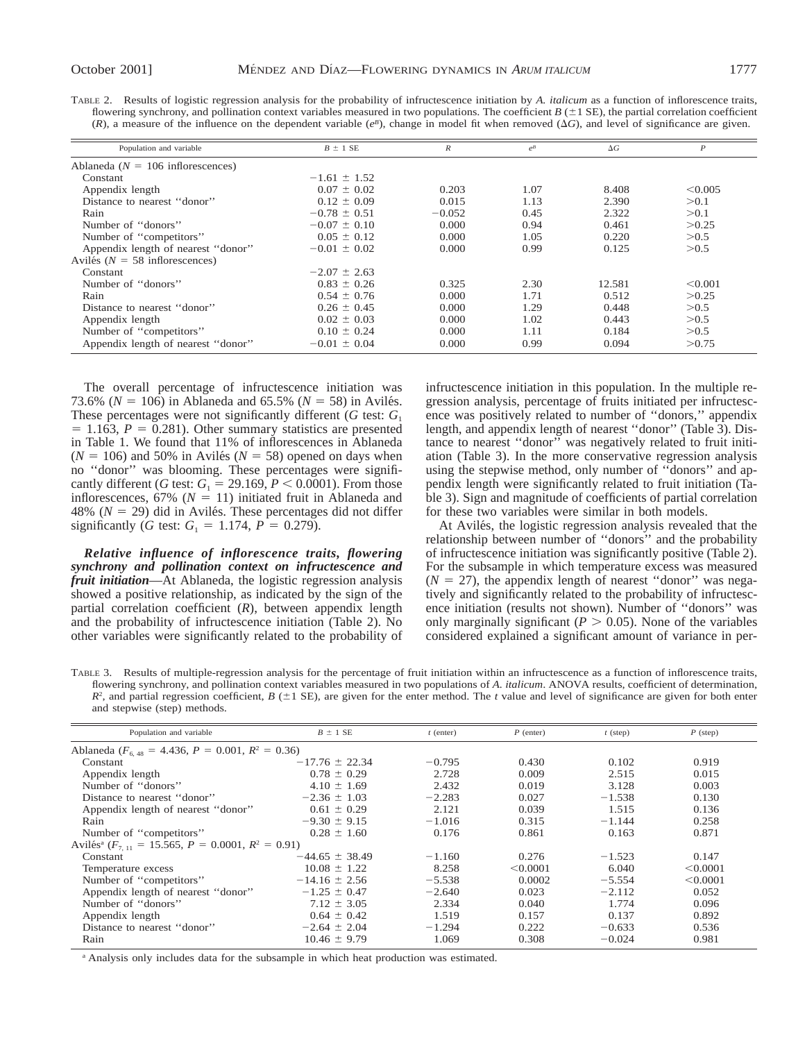TABLE 2. Results of logistic regression analysis for the probability of infructescence initiation by *A. italicum* as a function of inflorescence traits, flowering synchrony, and pollination context variables measured in two populations. The coefficient $B$ ($\pm$1 SE), the partial correlation coefficient ($R$), a measure of the influence on the dependent variable ($e^B$), change in model fit when removed ($\Delta G$), and level of significance are given.

| Population and variable | $B \pm 1$ SE | $R$ | $e^B$ | $\Delta G$ | $P$ |
|---|---|---|---|---|---|
| Ablaneda ($N = 106$ inflorescences) | | | | | |
| Constant | $-1.61 \pm 1.52$ | | | | |
| Appendix length | $0.07 \pm 0.02$ | 0.203 | 1.07 | 8.408 | <0.005 |
| Distance to nearest ''donor'' | $0.12 \pm 0.09$ | 0.015 | 1.13 | 2.390 | >0.1 |
| Rain | $-0.78 \pm 0.51$ | −0.052 | 0.45 | 2.322 | >0.1 |
| Number of ''donors'' | $-0.07 \pm 0.10$ | 0.000 | 0.94 | 0.461 | >0.25 |
| Number of ''competitors'' | $0.05 \pm 0.12$ | 0.000 | 1.05 | 0.220 | >0.5 |
| Appendix length of nearest ''donor'' | $-0.01 \pm 0.02$ | 0.000 | 0.99 | 0.125 | >0.5 |
| Avilés ($N = 58$ inflorescences) | | | | | |
| Constant | $-2.07 \pm 2.63$ | | | | |
| Number of ''donors'' | $0.83 \pm 0.26$ | 0.325 | 2.30 | 12.581 | <0.001 |
| Rain | $0.54 \pm 0.76$ | 0.000 | 1.71 | 0.512 | >0.25 |
| Distance to nearest ''donor'' | $0.26 \pm 0.45$ | 0.000 | 1.29 | 0.448 | >0.5 |
| Appendix length | $0.02 \pm 0.03$ | 0.000 | 1.02 | 0.443 | >0.5 |
| Number of ''competitors'' | $0.10 \pm 0.24$ | 0.000 | 1.11 | 0.184 | >0.5 |
| Appendix length of nearest ''donor'' | $-0.01 \pm 0.04$ | 0.000 | 0.99 | 0.094 | >0.75 |

The overall percentage of infructescence initiation was 73.6% ($N = 106$) in Ablaneda and 65.5% ($N = 58$) in Avilés. These percentages were not significantly different ($G$ test: $G_1 = 1.163$, $P = 0.281$). Other summary statistics are presented in Table 1. We found that 11% of inflorescences in Ablaneda ($N = 106$) and 50% in Avilés ($N = 58$) opened on days when no ''donor'' was blooming. These percentages were significantly different ($G$ test: $G_1 = 29.169$, $P < 0.0001$). From those inflorescences, 67% ($N = 11$) initiated fruit in Ablaneda and 48% ($N = 29$) did in Avilés. These percentages did not differ significantly ($G$ test: $G_1 = 1.174$, $P = 0.279$).

***Relative influence of inflorescence traits, flowering synchrony and pollination context on infructescence and fruit initiation***—At Ablaneda, the logistic regression analysis showed a positive relationship, as indicated by the sign of the partial correlation coefficient ($R$), between appendix length and the probability of infructescence initiation (Table 2). No other variables were significantly related to the probability of infructescence initiation in this population. In the multiple regression analysis, percentage of fruits initiated per infructescence was positively related to number of ''donors,'' appendix length, and appendix length of nearest ''donor'' (Table 3). Distance to nearest ''donor'' was negatively related to fruit initiation (Table 3). In the more conservative regression analysis using the stepwise method, only number of ''donors'' and appendix length were significantly related to fruit initiation (Table 3). Sign and magnitude of coefficients of partial correlation for these two variables were similar in both models.

At Avilés, the logistic regression analysis revealed that the relationship between number of ''donors'' and the probability of infructescence initiation was significantly positive (Table 2). For the subsample in which temperature excess was measured ($N = 27$), the appendix length of nearest ''donor'' was negatively and significantly related to the probability of infructescence initiation (results not shown). Number of ''donors'' was only marginally significant ($P > 0.05$). None of the variables considered explained a significant amount of variance in per-

TABLE 3. Results of multiple-regression analysis for the percentage of fruit initiation within an infructescence as a function of inflorescence traits, flowering synchrony, and pollination context variables measured in two populations of *A. italicum*. ANOVA results, coefficient of determination, $R^2$, and partial regression coefficient, $B$ ($\pm$1 SE), are given for the enter method. The $t$ value and level of significance are given for both enter and stepwise (step) methods.

| Population and variable | $B \pm 1$ SE | $t$ (enter) | $P$ (enter) | $t$ (step) | $P$ (step) |
|---|---|---|---|---|---|
| Ablaneda ($F_{6,48} = 4.436$, $P = 0.001$, $R^2 = 0.36$) | | | | | |
| Constant | $-17.76 \pm 22.34$ | −0.795 | 0.430 | 0.102 | 0.919 |
| Appendix length | $0.78 \pm 0.29$ | 2.728 | 0.009 | 2.515 | 0.015 |
| Number of ''donors'' | $4.10 \pm 1.69$ | 2.432 | 0.019 | 3.128 | 0.003 |
| Distance to nearest ''donor'' | $-2.36 \pm 1.03$ | −2.283 | 0.027 | −1.538 | 0.130 |
| Appendix length of nearest ''donor'' | $0.61 \pm 0.29$ | 2.121 | 0.039 | 1.515 | 0.136 |
| Rain | $-9.30 \pm 9.15$ | −1.016 | 0.315 | −1.144 | 0.258 |
| Number of ''competitors'' | $0.28 \pm 1.60$ | 0.176 | 0.861 | 0.163 | 0.871 |
| Avilés[a] ($F_{7,11} = 15.565$, $P = 0.0001$, $R^2 = 0.91$) | | | | | |
| Constant | $-44.65 \pm 38.49$ | −1.160 | 0.276 | −1.523 | 0.147 |
| Temperature excess | $10.08 \pm 1.22$ | 8.258 | <0.0001 | 6.040 | <0.0001 |
| Number of ''competitors'' | $-14.16 \pm 2.56$ | −5.538 | 0.0002 | −5.554 | <0.0001 |
| Appendix length of nearest ''donor'' | $-1.25 \pm 0.47$ | −2.640 | 0.023 | −2.112 | 0.052 |
| Number of ''donors'' | $7.12 \pm 3.05$ | 2.334 | 0.040 | 1.774 | 0.096 |
| Appendix length | $0.64 \pm 0.42$ | 1.519 | 0.157 | 0.137 | 0.892 |
| Distance to nearest ''donor'' | $-2.64 \pm 2.04$ | −1.294 | 0.222 | −0.633 | 0.536 |
| Rain | $10.46 \pm 9.79$ | 1.069 | 0.308 | −0.024 | 0.981 |

[a] Analysis only includes data for the subsample in which heat production was estimated.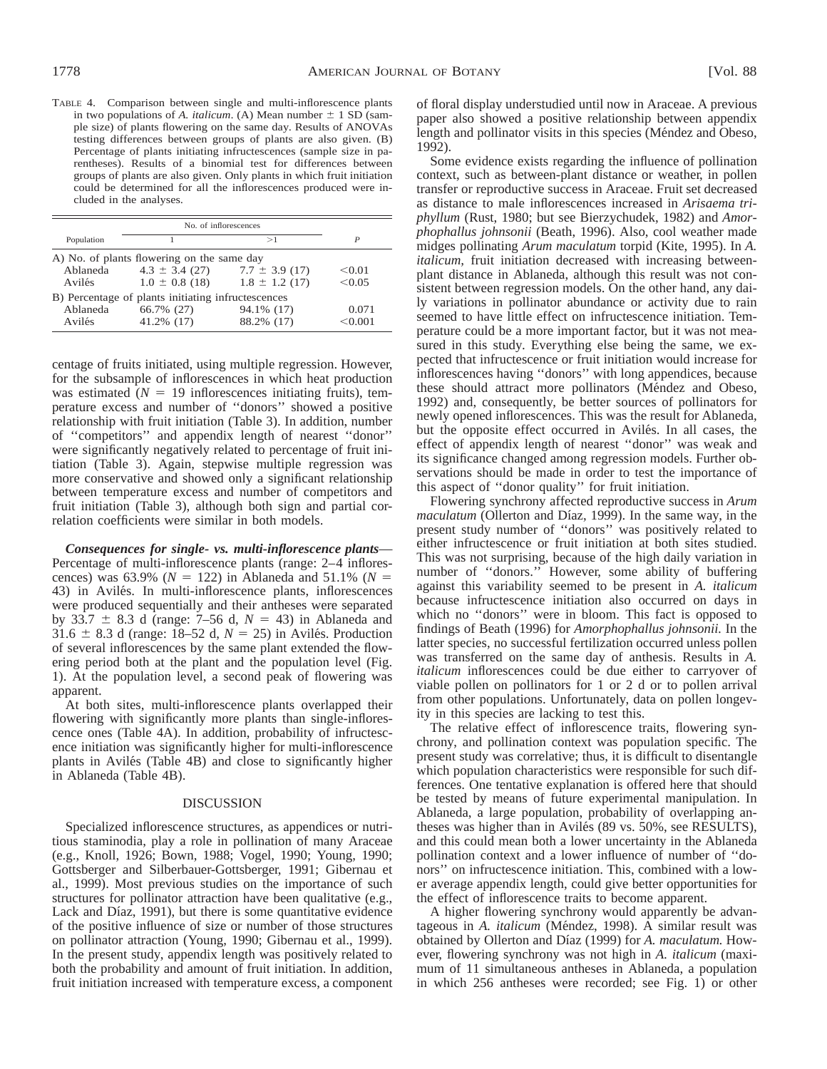TABLE 4. Comparison between single and multi-inflorescence plants in two populations of *A. italicum*. (A) Mean number ± 1 SD (sample size) of plants flowering on the same day. Results of ANOVAs testing differences between groups of plants are also given. (B) Percentage of plants initiating infructescences (sample size in parentheses). Results of a binomial test for differences between groups of plants are also given. Only plants in which fruit initiation could be determined for all the inflorescences produced were included in the analyses.

| Population | No. of inflorescences | | *P* |
|---|---|---|---|
| | 1 | >1 | |
| A) No. of plants flowering on the same day | | | |
| Ablaneda | 4.3 ± 3.4 (27) | 7.7 ± 3.9 (17) | <0.01 |
| Avilés | 1.0 ± 0.8 (18) | 1.8 ± 1.2 (17) | <0.05 |
| B) Percentage of plants initiating infructescences | | | |
| Ablaneda | 66.7% (27) | 94.1% (17) | 0.071 |
| Avilés | 41.2% (17) | 88.2% (17) | <0.001 |

centage of fruits initiated, using multiple regression. However, for the subsample of inflorescences in which heat production was estimated ($N$ = 19 inflorescences initiating fruits), temperature excess and number of ''donors'' showed a positive relationship with fruit initiation (Table 3). In addition, number of ''competitors'' and appendix length of nearest ''donor'' were significantly negatively related to percentage of fruit initiation (Table 3). Again, stepwise multiple regression was more conservative and showed only a significant relationship between temperature excess and number of competitors and fruit initiation (Table 3), although both sign and partial correlation coefficients were similar in both models.

***Consequences for single- vs. multi-inflorescence plants***—Percentage of multi-inflorescence plants (range: 2–4 inflorescences) was 63.9% ($N$ = 122) in Ablaneda and 51.1% ($N$ = 43) in Avilés. In multi-inflorescence plants, inflorescences were produced sequentially and their antheses were separated by 33.7 ± 8.3 d (range: 7–56 d, $N$ = 43) in Ablaneda and 31.6 ± 8.3 d (range: 18–52 d, $N$ = 25) in Avilés. Production of several inflorescences by the same plant extended the flowering period both at the plant and the population level (Fig. 1). At the population level, a second peak of flowering was apparent.

At both sites, multi-inflorescence plants overlapped their flowering with significantly more plants than single-inflorescence ones (Table 4A). In addition, probability of infructescence initiation was significantly higher for multi-inflorescence plants in Avilés (Table 4B) and close to significantly higher in Ablaneda (Table 4B).

## DISCUSSION

Specialized inflorescence structures, as appendices or nutritious staminodia, play a role in pollination of many Araceae (e.g., Knoll, 1926; Bown, 1988; Vogel, 1990; Young, 1990; Gottsberger and Silberbauer-Gottsberger, 1991; Gibernau et al., 1999). Most previous studies on the importance of such structures for pollinator attraction have been qualitative (e.g., Lack and Díaz, 1991), but there is some quantitative evidence of the positive influence of size or number of those structures on pollinator attraction (Young, 1990; Gibernau et al., 1999). In the present study, appendix length was positively related to both the probability and amount of fruit initiation. In addition, fruit initiation increased with temperature excess, a component of floral display understudied until now in Araceae. A previous paper also showed a positive relationship between appendix length and pollinator visits in this species (Méndez and Obeso, 1992).

Some evidence exists regarding the influence of pollination context, such as between-plant distance or weather, in pollen transfer or reproductive success in Araceae. Fruit set decreased as distance to male inflorescences increased in *Arisaema triphyllum* (Rust, 1980; but see Bierzychudek, 1982) and *Amorphophallus johnsonii* (Beath, 1996). Also, cool weather made midges pollinating *Arum maculatum* torpid (Kite, 1995). In *A. italicum*, fruit initiation decreased with increasing between-plant distance in Ablaneda, although this result was not consistent between regression models. On the other hand, any daily variations in pollinator abundance or activity due to rain seemed to have little effect on infructescence initiation. Temperature could be a more important factor, but it was not measured in this study. Everything else being the same, we expected that infructescence or fruit initiation would increase for inflorescences having ''donors'' with long appendices, because these should attract more pollinators (Méndez and Obeso, 1992) and, consequently, be better sources of pollinators for newly opened inflorescences. This was the result for Ablaneda, but the opposite effect occurred in Avilés. In all cases, the effect of appendix length of nearest ''donor'' was weak and its significance changed among regression models. Further observations should be made in order to test the importance of this aspect of ''donor quality'' for fruit initiation.

Flowering synchrony affected reproductive success in *Arum maculatum* (Ollerton and Díaz, 1999). In the same way, in the present study number of ''donors'' was positively related to either infructescence or fruit initiation at both sites studied. This was not surprising, because of the high daily variation in number of ''donors.'' However, some ability of buffering against this variability seemed to be present in *A. italicum* because infructescence initiation also occurred on days in which no ''donors'' were in bloom. This fact is opposed to findings of Beath (1996) for *Amorphophallus johnsonii.* In the latter species, no successful fertilization occurred unless pollen was transferred on the same day of anthesis. Results in *A. italicum* inflorescences could be due either to carryover of viable pollen on pollinators for 1 or 2 d or to pollen arrival from other populations. Unfortunately, data on pollen longevity in this species are lacking to test this.

The relative effect of inflorescence traits, flowering synchrony, and pollination context was population specific. The present study was correlative; thus, it is difficult to disentangle which population characteristics were responsible for such differences. One tentative explanation is offered here that should be tested by means of future experimental manipulation. In Ablaneda, a large population, probability of overlapping antheses was higher than in Avilés (89 vs. 50%, see RESULTS), and this could mean both a lower uncertainty in the Ablaneda pollination context and a lower influence of number of ''donors'' on infructescence initiation. This, combined with a lower average appendix length, could give better opportunities for the effect of inflorescence traits to become apparent.

A higher flowering synchrony would apparently be advantageous in *A. italicum* (Méndez, 1998). A similar result was obtained by Ollerton and Díaz (1999) for *A. maculatum.* However, flowering synchrony was not high in *A. italicum* (maximum of 11 simultaneous antheses in Ablaneda, a population in which 256 antheses were recorded; see Fig. 1) or other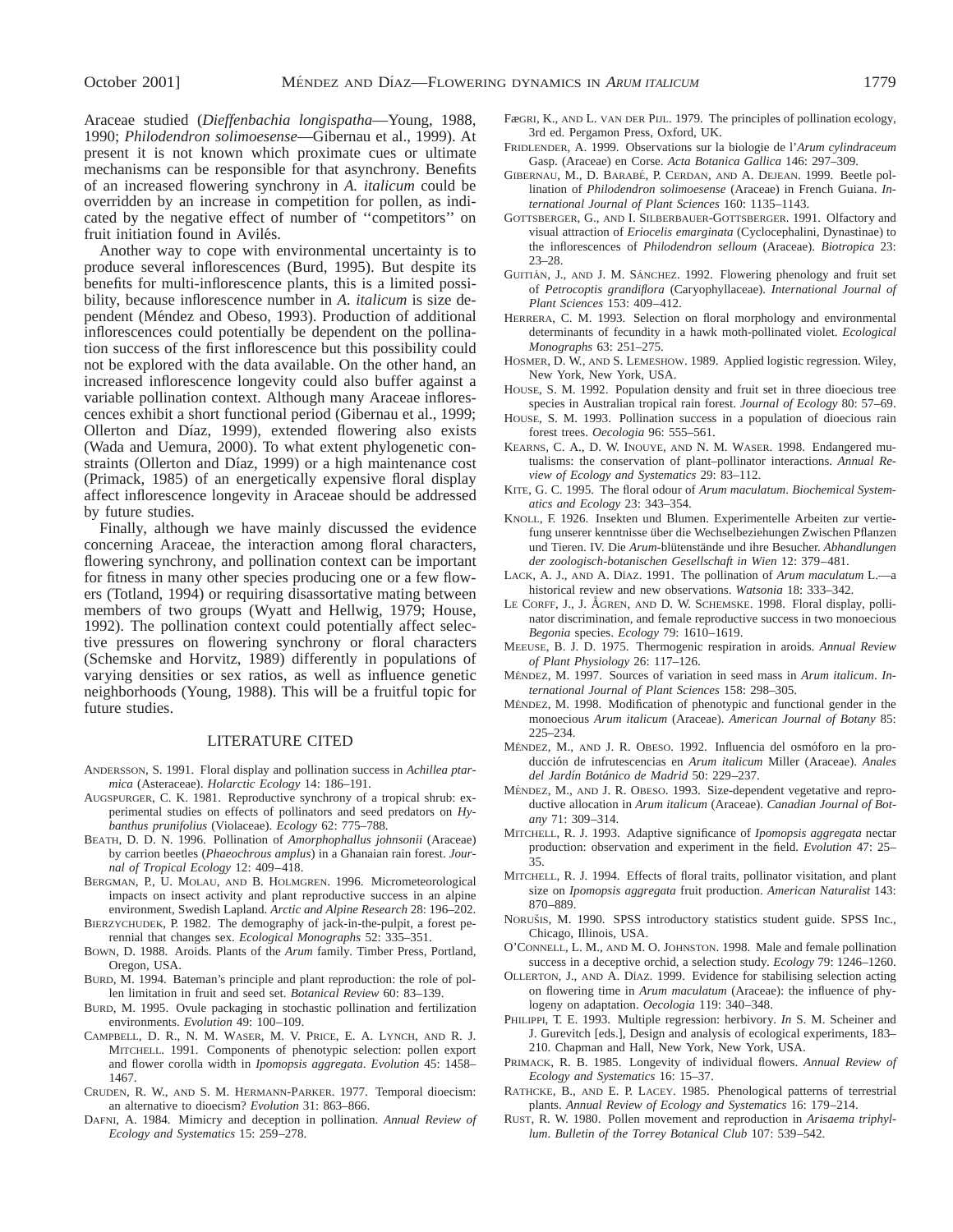Araceae studied (*Dieffenbachia longispatha*—Young, 1988, 1990; *Philodendron solimoesense*—Gibernau et al., 1999). At present it is not known which proximate cues or ultimate mechanisms can be responsible for that asynchrony. Benefits of an increased flowering synchrony in *A. italicum* could be overridden by an increase in competition for pollen, as indicated by the negative effect of number of ''competitors'' on fruit initiation found in Avilés.

Another way to cope with environmental uncertainty is to produce several inflorescences (Burd, 1995). But despite its benefits for multi-inflorescence plants, this is a limited possibility, because inflorescence number in *A. italicum* is size dependent (Méndez and Obeso, 1993). Production of additional inflorescences could potentially be dependent on the pollination success of the first inflorescence but this possibility could not be explored with the data available. On the other hand, an increased inflorescence longevity could also buffer against a variable pollination context. Although many Araceae inflorescences exhibit a short functional period (Gibernau et al., 1999; Ollerton and Díaz, 1999), extended flowering also exists (Wada and Uemura, 2000). To what extent phylogenetic constraints (Ollerton and Díaz, 1999) or a high maintenance cost (Primack, 1985) of an energetically expensive floral display affect inflorescence longevity in Araceae should be addressed by future studies.

Finally, although we have mainly discussed the evidence concerning Araceae, the interaction among floral characters, flowering synchrony, and pollination context can be important for fitness in many other species producing one or a few flowers (Totland, 1994) or requiring disassortative mating between members of two groups (Wyatt and Hellwig, 1979; House, 1992). The pollination context could potentially affect selective pressures on flowering synchrony or floral characters (Schemske and Horvitz, 1989) differently in populations of varying densities or sex ratios, as well as influence genetic neighborhoods (Young, 1988). This will be a fruitful topic for future studies.

## LITERATURE CITED

Andersson, S. 1991. Floral display and pollination success in *Achillea ptarmica* (Asteraceae). *Holarctic Ecology* 14: 186–191.

Augspurger, C. K. 1981. Reproductive synchrony of a tropical shrub: experimental studies on effects of pollinators and seed predators on *Hybanthus prunifolius* (Violaceae). *Ecology* 62: 775–788.

Beath, D. D. N. 1996. Pollination of *Amorphophallus johnsonii* (Araceae) by carrion beetles (*Phaeochrous amplus*) in a Ghanaian rain forest. *Journal of Tropical Ecology* 12: 409–418.

Bergman, P., U. Molau, and B. Holmgren. 1996. Micrometeorological impacts on insect activity and plant reproductive success in an alpine environment, Swedish Lapland. *Arctic and Alpine Research* 28: 196–202.

Bierzychudek, P. 1982. The demography of jack-in-the-pulpit, a forest perennial that changes sex. *Ecological Monographs* 52: 335–351.

Bown, D. 1988. Aroids. Plants of the *Arum* family. Timber Press, Portland, Oregon, USA.

Burd, M. 1994. Bateman's principle and plant reproduction: the role of pollen limitation in fruit and seed set. *Botanical Review* 60: 83–139.

Burd, M. 1995. Ovule packaging in stochastic pollination and fertilization environments. *Evolution* 49: 100–109.

Campbell, D. R., N. M. Waser, M. V. Price, E. A. Lynch, and R. J. Mitchell. 1991. Components of phenotypic selection: pollen export and flower corolla width in *Ipomopsis aggregata*. *Evolution* 45: 1458–1467.

Cruden, R. W., and S. M. Hermann-Parker. 1977. Temporal dioecism: an alternative to dioecism? *Evolution* 31: 863–866.

Dafni, A. 1984. Mimicry and deception in pollination. *Annual Review of Ecology and Systematics* 15: 259–278.

Fægri, K., and L. van der Pijl. 1979. The principles of pollination ecology, 3rd ed. Pergamon Press, Oxford, UK.

Fridlender, A. 1999. Observations sur la biologie de l'*Arum cylindraceum* Gasp. (Araceae) en Corse. *Acta Botanica Gallica* 146: 297–309.

Gibernau, M., D. Barabé, P. Cerdan, and A. Dejean. 1999. Beetle pollination of *Philodendron solimoesense* (Araceae) in French Guiana. *International Journal of Plant Sciences* 160: 1135–1143.

Gottsberger, G., and I. Silberbauer-Gottsberger. 1991. Olfactory and visual attraction of *Eriocelis emarginata* (Cyclocephalini, Dynastinae) to the inflorescences of *Philodendron selloum* (Araceae). *Biotropica* 23: 23–28.

Guitián, J., and J. M. Sánchez. 1992. Flowering phenology and fruit set of *Petrocoptis grandiflora* (Caryophyllaceae). *International Journal of Plant Sciences* 153: 409–412.

Herrera, C. M. 1993. Selection on floral morphology and environmental determinants of fecundity in a hawk moth-pollinated violet. *Ecological Monographs* 63: 251–275.

Hosmer, D. W., and S. Lemeshow. 1989. Applied logistic regression. Wiley, New York, New York, USA.

House, S. M. 1992. Population density and fruit set in three dioecious tree species in Australian tropical rain forest. *Journal of Ecology* 80: 57–69.

House, S. M. 1993. Pollination success in a population of dioecious rain forest trees. *Oecologia* 96: 555–561.

Kearns, C. A., D. W. Inouye, and N. M. Waser. 1998. Endangered mutualisms: the conservation of plant–pollinator interactions. *Annual Review of Ecology and Systematics* 29: 83–112.

Kite, G. C. 1995. The floral odour of *Arum maculatum*. *Biochemical Systematics and Ecology* 23: 343–354.

Knoll, F. 1926. Insekten und Blumen. Experimentelle Arbeiten zur vertiefung unserer kenntnisse über die Wechselbeziehungen Zwischen Pflanzen und Tieren. IV. Die *Arum*-blütenstände und ihre Besucher. *Abhandlungen der zoologisch-botanischen Gesellschaft in Wien* 12: 379–481.

Lack, A. J., and A. Díaz. 1991. The pollination of *Arum maculatum* L.—a historical review and new observations. *Watsonia* 18: 333–342.

Le Corff, J., J. Ågren, and D. W. Schemske. 1998. Floral display, pollinator discrimination, and female reproductive success in two monoecious *Begonia* species. *Ecology* 79: 1610–1619.

Meeuse, B. J. D. 1975. Thermogenic respiration in aroids. *Annual Review of Plant Physiology* 26: 117–126.

Méndez, M. 1997. Sources of variation in seed mass in *Arum italicum*. *International Journal of Plant Sciences* 158: 298–305.

Méndez, M. 1998. Modification of phenotypic and functional gender in the monoecious *Arum italicum* (Araceae). *American Journal of Botany* 85: 225–234.

Méndez, M., and J. R. Obeso. 1992. Influencia del osmóforo en la producción de infrutescencias en *Arum italicum* Miller (Araceae). *Anales del Jardín Botánico de Madrid* 50: 229–237.

Méndez, M., and J. R. Obeso. 1993. Size-dependent vegetative and reproductive allocation in *Arum italicum* (Araceae). *Canadian Journal of Botany* 71: 309–314.

Mitchell, R. J. 1993. Adaptive significance of *Ipomopsis aggregata* nectar production: observation and experiment in the field. *Evolution* 47: 25–35.

Mitchell, R. J. 1994. Effects of floral traits, pollinator visitation, and plant size on *Ipomopsis aggregata* fruit production. *American Naturalist* 143: 870–889.

Norušis, M. 1990. SPSS introductory statistics student guide. SPSS Inc., Chicago, Illinois, USA.

O'Connell, L. M., and M. O. Johnston. 1998. Male and female pollination success in a deceptive orchid, a selection study. *Ecology* 79: 1246–1260.

Ollerton, J., and A. Díaz. 1999. Evidence for stabilising selection acting on flowering time in *Arum maculatum* (Araceae): the influence of phylogeny on adaptation. *Oecologia* 119: 340–348.

Philippi, T. E. 1993. Multiple regression: herbivory. *In* S. M. Scheiner and J. Gurevitch [eds.], Design and analysis of ecological experiments, 183–210. Chapman and Hall, New York, New York, USA.

Primack, R. B. 1985. Longevity of individual flowers. *Annual Review of Ecology and Systematics* 16: 15–37.

Rathcke, B., and E. P. Lacey. 1985. Phenological patterns of terrestrial plants. *Annual Review of Ecology and Systematics* 16: 179–214.

Rust, R. W. 1980. Pollen movement and reproduction in *Arisaema triphyllum*. *Bulletin of the Torrey Botanical Club* 107: 539–542.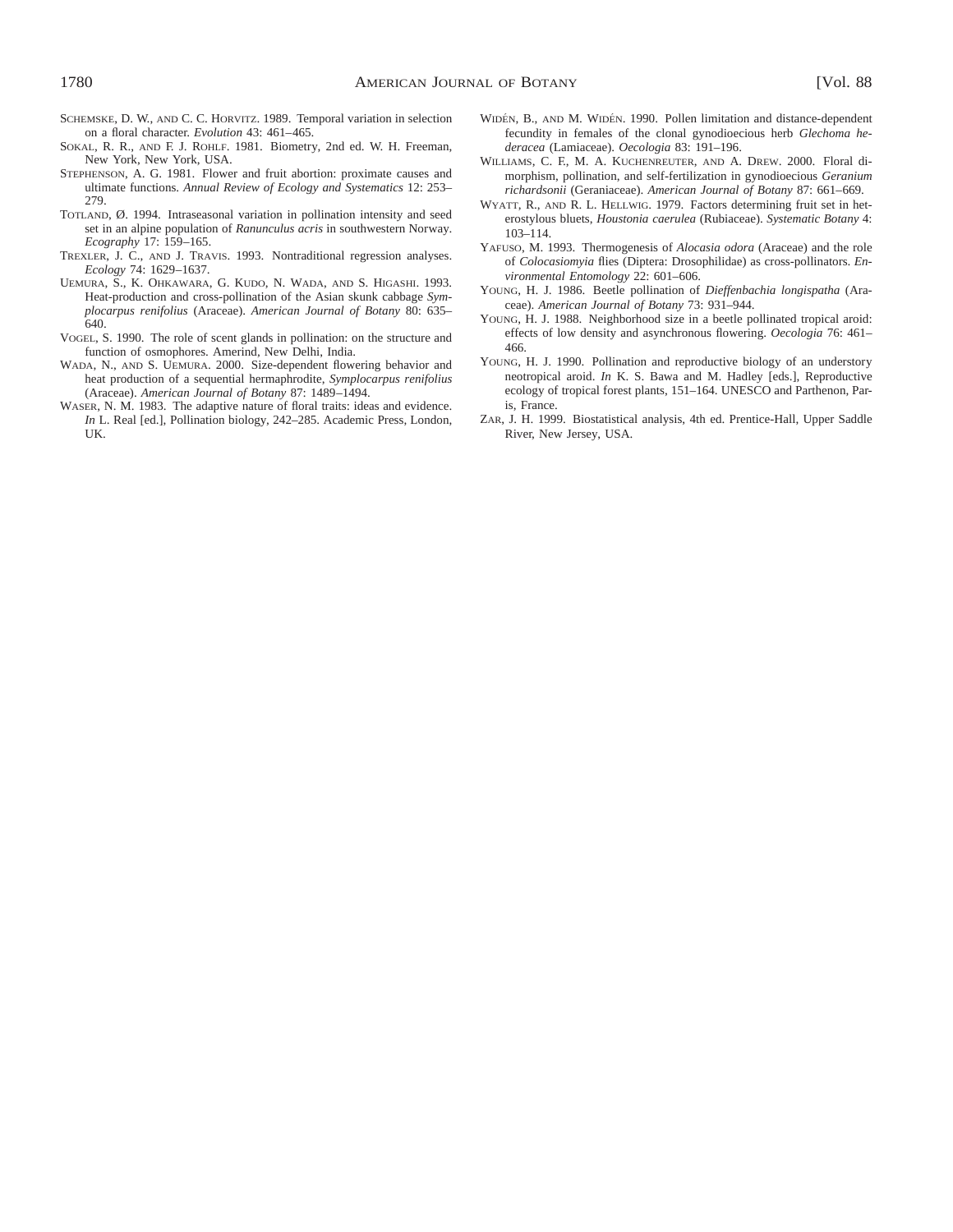Schemske, D. W., and C. C. Horvitz. 1989. Temporal variation in selection on a floral character. *Evolution* 43: 461–465.

Sokal, R. R., and F. J. Rohlf. 1981. Biometry, 2nd ed. W. H. Freeman, New York, New York, USA.

Stephenson, A. G. 1981. Flower and fruit abortion: proximate causes and ultimate functions. *Annual Review of Ecology and Systematics* 12: 253–279.

Totland, Ø. 1994. Intraseasonal variation in pollination intensity and seed set in an alpine population of *Ranunculus acris* in southwestern Norway. *Ecography* 17: 159–165.

Trexler, J. C., and J. Travis. 1993. Nontraditional regression analyses. *Ecology* 74: 1629–1637.

Uemura, S., K. Ohkawara, G. Kudo, N. Wada, and S. Higashi. 1993. Heat-production and cross-pollination of the Asian skunk cabbage *Symplocarpus renifolius* (Araceae). *American Journal of Botany* 80: 635–640.

Vogel, S. 1990. The role of scent glands in pollination: on the structure and function of osmophores. Amerind, New Delhi, India.

Wada, N., and S. Uemura. 2000. Size-dependent flowering behavior and heat production of a sequential hermaphrodite, *Symplocarpus renifolius* (Araceae). *American Journal of Botany* 87: 1489–1494.

Waser, N. M. 1983. The adaptive nature of floral traits: ideas and evidence. *In* L. Real [ed.], Pollination biology, 242–285. Academic Press, London, UK.

Widén, B., and M. Widén. 1990. Pollen limitation and distance-dependent fecundity in females of the clonal gynodioecious herb *Glechoma hederacea* (Lamiaceae). *Oecologia* 83: 191–196.

Williams, C. F., M. A. Kuchenreuter, and A. Drew. 2000. Floral dimorphism, pollination, and self-fertilization in gynodioecious *Geranium richardsonii* (Geraniaceae). *American Journal of Botany* 87: 661–669.

Wyatt, R., and R. L. Hellwig. 1979. Factors determining fruit set in heterostylous bluets, *Houstonia caerulea* (Rubiaceae). *Systematic Botany* 4: 103–114.

Yafuso, M. 1993. Thermogenesis of *Alocasia odora* (Araceae) and the role of *Colocasiomyia* flies (Diptera: Drosophilidae) as cross-pollinators. *Environmental Entomology* 22: 601–606.

Young, H. J. 1986. Beetle pollination of *Dieffenbachia longispatha* (Araceae). *American Journal of Botany* 73: 931–944.

Young, H. J. 1988. Neighborhood size in a beetle pollinated tropical aroid: effects of low density and asynchronous flowering. *Oecologia* 76: 461–466.

Young, H. J. 1990. Pollination and reproductive biology of an understory neotropical aroid. *In* K. S. Bawa and M. Hadley [eds.], Reproductive ecology of tropical forest plants, 151–164. UNESCO and Parthenon, Paris, France.

Zar, J. H. 1999. Biostatistical analysis, 4th ed. Prentice-Hall, Upper Saddle River, New Jersey, USA.